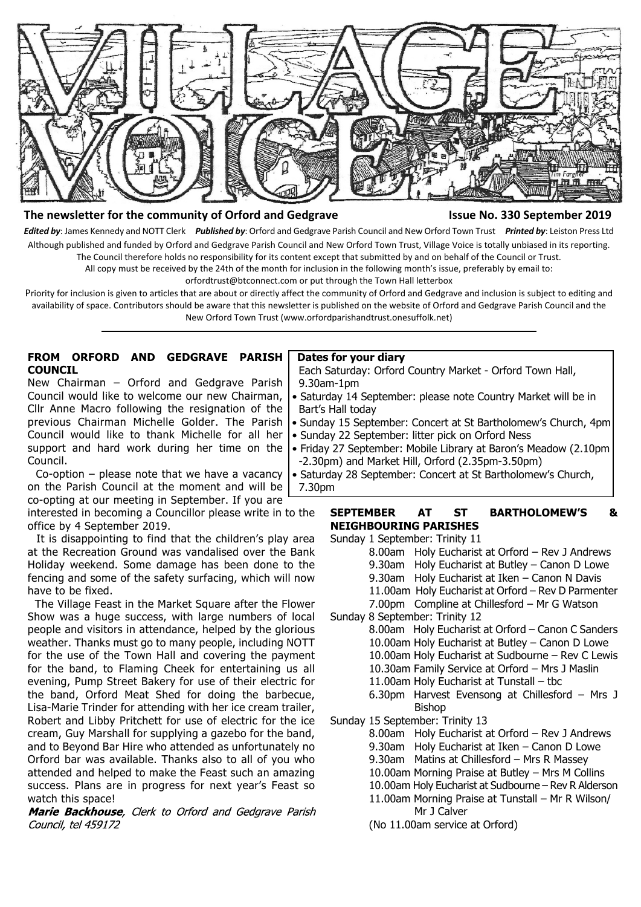# VILLAGE VOICE

**The newsletter for the community of Orford and Gedgrave** **Issue No. 330 September 2019**

***Edited by***: James Kennedy and NOTT Clerk ***Published by***: Orford and Gedgrave Parish Council and New Orford Town Trust ***Printed by***: Leiston Press Ltd

Although published and funded by Orford and Gedgrave Parish Council and New Orford Town Trust, Village Voice is totally unbiased in its reporting. The Council therefore holds no responsibility for its content except that submitted by and on behalf of the Council or Trust.

All copy must be received by the 24th of the month for inclusion in the following month's issue, preferably by email to: orfordtrust@btconnect.com or put through the Town Hall letterbox

Priority for inclusion is given to articles that are about or directly affect the community of Orford and Gedgrave and inclusion is subject to editing and availability of space. Contributors should be aware that this newsletter is published on the website of Orford and Gedgrave Parish Council and the New Orford Town Trust (www.orfordparishandtrust.onesuffolk.net)

## FROM ORFORD AND GEDGRAVE PARISH COUNCIL

New Chairman – Orford and Gedgrave Parish Council would like to welcome our new Chairman, Cllr Anne Macro following the resignation of the previous Chairman Michelle Golder. The Parish Council would like to thank Michelle for all her support and hard work during her time on the Council.

Co-option – please note that we have a vacancy on the Parish Council at the moment and will be co-opting at our meeting in September. If you are interested in becoming a Councillor please write in to the office by 4 September 2019.

It is disappointing to find that the children's play area at the Recreation Ground was vandalised over the Bank Holiday weekend. Some damage has been done to the fencing and some of the safety surfacing, which will now have to be fixed.

The Village Feast in the Market Square after the Flower Show was a huge success, with large numbers of local people and visitors in attendance, helped by the glorious weather. Thanks must go to many people, including NOTT for the use of the Town Hall and covering the payment for the band, to Flaming Cheek for entertaining us all evening, Pump Street Bakery for use of their electric for the band, Orford Meat Shed for doing the barbecue, Lisa-Marie Trinder for attending with her ice cream trailer, Robert and Libby Pritchett for use of electric for the ice cream, Guy Marshall for supplying a gazebo for the band, and to Beyond Bar Hire who attended as unfortunately no Orford bar was available. Thanks also to all of you who attended and helped to make the Feast such an amazing success. Plans are in progress for next year's Feast so watch this space!

***Marie Backhouse****, Clerk to Orford and Gedgrave Parish Council, tel 459172*

## Dates for your diary

Each Saturday: Orford Country Market - Orford Town Hall, 9.30am-1pm

- Saturday 14 September: please note Country Market will be in Bart's Hall today
- Sunday 15 September: Concert at St Bartholomew's Church, 4pm
- Sunday 22 September: litter pick on Orford Ness
- Friday 27 September: Mobile Library at Baron's Meadow (2.10pm -2.30pm) and Market Hill, Orford (2.35pm-3.50pm)
- Saturday 28 September: Concert at St Bartholomew's Church, 7.30pm

## SEPTEMBER AT ST BARTHOLOMEW'S & NEIGHBOURING PARISHES

Sunday 1 September: Trinity 11

- 8.00am Holy Eucharist at Orford – Rev J Andrews
- 9.30am Holy Eucharist at Butley – Canon D Lowe
- 9.30am Holy Eucharist at Iken – Canon N Davis
- 11.00am Holy Eucharist at Orford – Rev D Parmenter
- 7.00pm Compline at Chillesford – Mr G Watson

Sunday 8 September: Trinity 12

- 8.00am Holy Eucharist at Orford – Canon C Sanders
- 10.00am Holy Eucharist at Butley – Canon D Lowe
- 10.00am Holy Eucharist at Sudbourne – Rev C Lewis
- 10.30am Family Service at Orford – Mrs J Maslin
- 11.00am Holy Eucharist at Tunstall – tbc
- 6.30pm Harvest Evensong at Chillesford – Mrs J Bishop

Sunday 15 September: Trinity 13

- 8.00am Holy Eucharist at Orford – Rev J Andrews
- 9.30am Holy Eucharist at Iken – Canon D Lowe
- 9.30am Matins at Chillesford – Mrs R Massey
- 10.00am Morning Praise at Butley – Mrs M Collins
- 10.00am Holy Eucharist at Sudbourne – Rev R Alderson
- 11.00am Morning Praise at Tunstall – Mr R Wilson/ Mr J Calver

(No 11.00am service at Orford)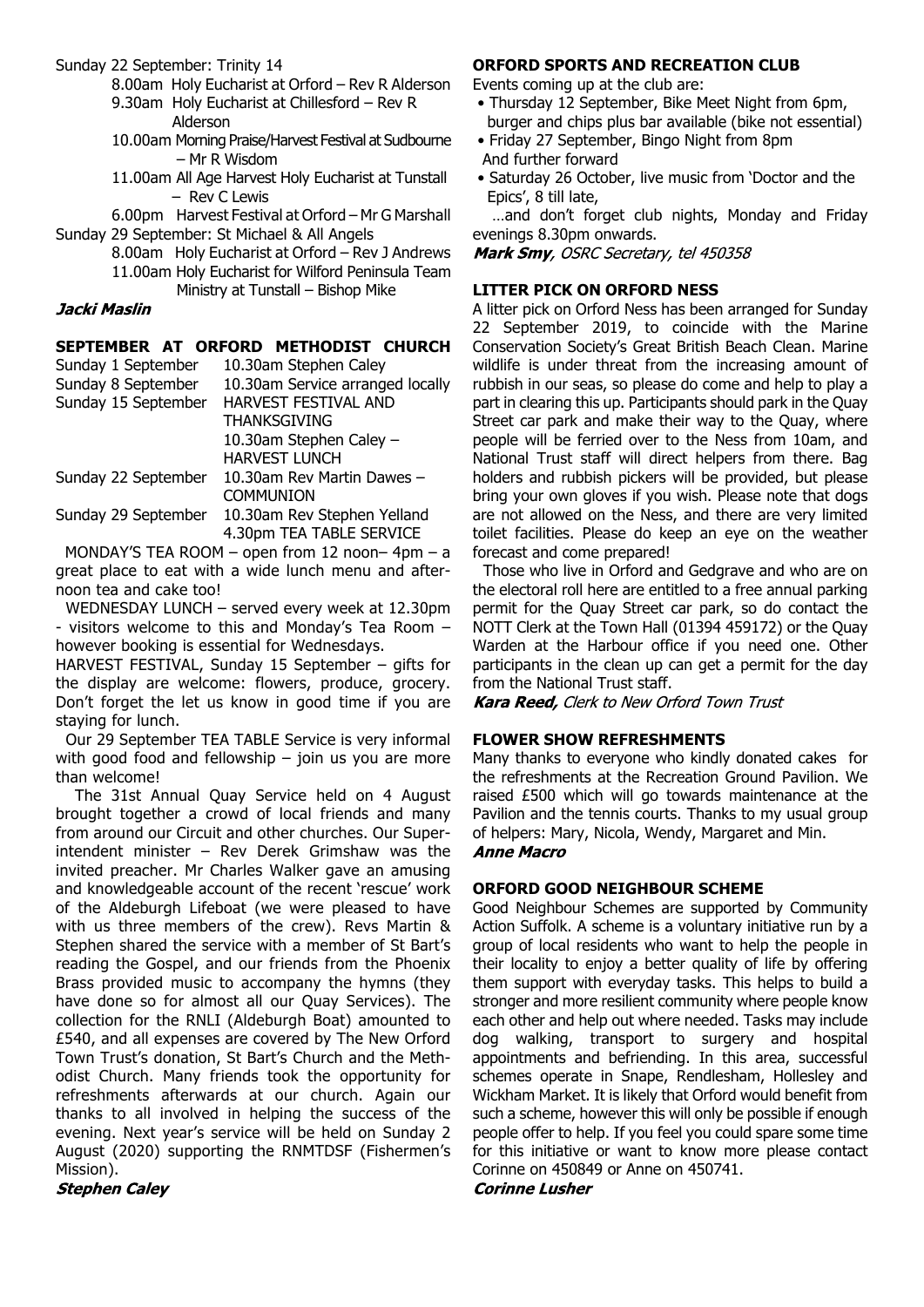Sunday 22 September: Trinity 14

- 8.00am Holy Eucharist at Orford – Rev R Alderson
- 9.30am Holy Eucharist at Chillesford – Rev R Alderson
- 10.00am Morning Praise/Harvest Festival at Sudbourne – Mr R Wisdom
- 11.00am All Age Harvest Holy Eucharist at Tunstall – Rev C Lewis
- 6.00pm Harvest Festival at Orford – Mr G Marshall

Sunday 29 September: St Michael & All Angels

- 8.00am Holy Eucharist at Orford – Rev J Andrews
- 11.00am Holy Eucharist for Wilford Peninsula Team Ministry at Tunstall – Bishop Mike

***Jacki Maslin***

## SEPTEMBER AT ORFORD METHODIST CHURCH

| | |
|---|---|
| Sunday 1 September | 10.30am Stephen Caley |
| Sunday 8 September | 10.30am Service arranged locally |
| Sunday 15 September | HARVEST FESTIVAL AND THANKSGIVING 10.30am Stephen Caley – HARVEST LUNCH |
| Sunday 22 September | 10.30am Rev Martin Dawes – COMMUNION |
| Sunday 29 September | 10.30am Rev Stephen Yelland 4.30pm TEA TABLE SERVICE |

MONDAY'S TEA ROOM – open from 12 noon– 4pm – a great place to eat with a wide lunch menu and afternoon tea and cake too!

WEDNESDAY LUNCH – served every week at 12.30pm - visitors welcome to this and Monday's Tea Room – however booking is essential for Wednesdays.

HARVEST FESTIVAL, Sunday 15 September – gifts for the display are welcome: flowers, produce, grocery. Don't forget the let us know in good time if you are staying for lunch.

Our 29 September TEA TABLE Service is very informal with good food and fellowship – join us you are more than welcome!

The 31st Annual Quay Service held on 4 August brought together a crowd of local friends and many from around our Circuit and other churches. Our Superintendent minister – Rev Derek Grimshaw was the invited preacher. Mr Charles Walker gave an amusing and knowledgeable account of the recent 'rescue' work of the Aldeburgh Lifeboat (we were pleased to have with us three members of the crew). Revs Martin & Stephen shared the service with a member of St Bart's reading the Gospel, and our friends from the Phoenix Brass provided music to accompany the hymns (they have done so for almost all our Quay Services). The collection for the RNLI (Aldeburgh Boat) amounted to £540, and all expenses are covered by The New Orford Town Trust's donation, St Bart's Church and the Methodist Church. Many friends took the opportunity for refreshments afterwards at our church. Again our thanks to all involved in helping the success of the evening. Next year's service will be held on Sunday 2 August (2020) supporting the RNMTDSF (Fishermen's Mission).

***Stephen Caley***

## ORFORD SPORTS AND RECREATION CLUB

Events coming up at the club are:

- Thursday 12 September, Bike Meet Night from 6pm, burger and chips plus bar available (bike not essential)
- Friday 27 September, Bingo Night from 8pm

And further forward

- Saturday 26 October, live music from 'Doctor and the Epics', 8 till late,

…and don't forget club nights, Monday and Friday evenings 8.30pm onwards.

***Mark Smy**, OSRC Secretary, tel 450358*

## LITTER PICK ON ORFORD NESS

A litter pick on Orford Ness has been arranged for Sunday 22 September 2019, to coincide with the Marine Conservation Society's Great British Beach Clean. Marine wildlife is under threat from the increasing amount of rubbish in our seas, so please do come and help to play a part in clearing this up. Participants should park in the Quay Street car park and make their way to the Quay, where people will be ferried over to the Ness from 10am, and National Trust staff will direct helpers from there. Bag holders and rubbish pickers will be provided, but please bring your own gloves if you wish. Please note that dogs are not allowed on the Ness, and there are very limited toilet facilities. Please do keep an eye on the weather forecast and come prepared!

Those who live in Orford and Gedgrave and who are on the electoral roll here are entitled to a free annual parking permit for the Quay Street car park, so do contact the NOTT Clerk at the Town Hall (01394 459172) or the Quay Warden at the Harbour office if you need one. Other participants in the clean up can get a permit for the day from the National Trust staff.

***Kara Reed,** Clerk to New Orford Town Trust*

## FLOWER SHOW REFRESHMENTS

Many thanks to everyone who kindly donated cakes for the refreshments at the Recreation Ground Pavilion. We raised £500 which will go towards maintenance at the Pavilion and the tennis courts. Thanks to my usual group of helpers: Mary, Nicola, Wendy, Margaret and Min.

***Anne Macro***

## ORFORD GOOD NEIGHBOUR SCHEME

Good Neighbour Schemes are supported by Community Action Suffolk. A scheme is a voluntary initiative run by a group of local residents who want to help the people in their locality to enjoy a better quality of life by offering them support with everyday tasks. This helps to build a stronger and more resilient community where people know each other and help out where needed. Tasks may include dog walking, transport to surgery and hospital appointments and befriending. In this area, successful schemes operate in Snape, Rendlesham, Hollesley and Wickham Market. It is likely that Orford would benefit from such a scheme, however this will only be possible if enough people offer to help. If you feel you could spare some time for this initiative or want to know more please contact Corinne on 450849 or Anne on 450741.

***Corinne Lusher***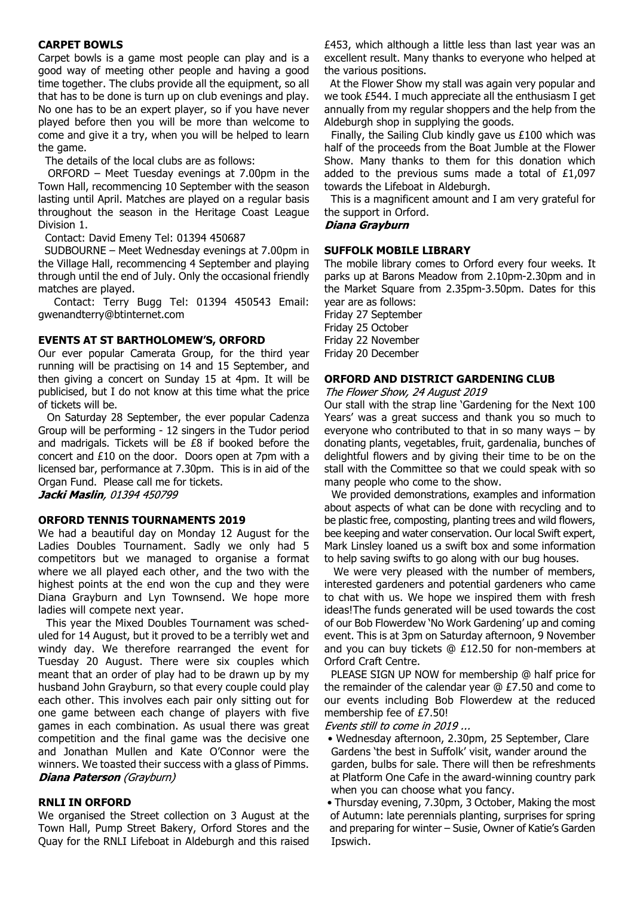## CARPET BOWLS

Carpet bowls is a game most people can play and is a good way of meeting other people and having a good time together. The clubs provide all the equipment, so all that has to be done is turn up on club evenings and play. No one has to be an expert player, so if you have never played before then you will be more than welcome to come and give it a try, when you will be helped to learn the game.

The details of the local clubs are as follows:

ORFORD – Meet Tuesday evenings at 7.00pm in the Town Hall, recommencing 10 September with the season lasting until April. Matches are played on a regular basis throughout the season in the Heritage Coast League Division 1.

Contact: David Emeny Tel: 01394 450687

SUDBOURNE – Meet Wednesday evenings at 7.00pm in the Village Hall, recommencing 4 September and playing through until the end of July. Only the occasional friendly matches are played.

Contact: Terry Bugg Tel: 01394 450543 Email: gwenandterry@btinternet.com

## EVENTS AT ST BARTHOLOMEW'S, ORFORD

Our ever popular Camerata Group, for the third year running will be practising on 14 and 15 September, and then giving a concert on Sunday 15 at 4pm. It will be publicised, but I do not know at this time what the price of tickets will be.

On Saturday 28 September, the ever popular Cadenza Group will be performing - 12 singers in the Tudor period and madrigals. Tickets will be £8 if booked before the concert and £10 on the door. Doors open at 7pm with a licensed bar, performance at 7.30pm. This is in aid of the Organ Fund. Please call me for tickets.

***Jacki Maslin**, 01394 450799*

## ORFORD TENNIS TOURNAMENTS 2019

We had a beautiful day on Monday 12 August for the Ladies Doubles Tournament. Sadly we only had 5 competitors but we managed to organise a format where we all played each other, and the two with the highest points at the end won the cup and they were Diana Grayburn and Lyn Townsend. We hope more ladies will compete next year.

This year the Mixed Doubles Tournament was scheduled for 14 August, but it proved to be a terribly wet and windy day. We therefore rearranged the event for Tuesday 20 August. There were six couples which meant that an order of play had to be drawn up by my husband John Grayburn, so that every couple could play each other. This involves each pair only sitting out for one game between each change of players with five games in each combination. As usual there was great competition and the final game was the decisive one and Jonathan Mullen and Kate O'Connor were the winners. We toasted their success with a glass of Pimms.

***Diana Paterson** (Grayburn)*

## RNLI IN ORFORD

We organised the Street collection on 3 August at the Town Hall, Pump Street Bakery, Orford Stores and the Quay for the RNLI Lifeboat in Aldeburgh and this raised £453, which although a little less than last year was an excellent result. Many thanks to everyone who helped at the various positions.

At the Flower Show my stall was again very popular and we took £544. I much appreciate all the enthusiasm I get annually from my regular shoppers and the help from the Aldeburgh shop in supplying the goods.

Finally, the Sailing Club kindly gave us £100 which was half of the proceeds from the Boat Jumble at the Flower Show. Many thanks to them for this donation which added to the previous sums made a total of £1,097 towards the Lifeboat in Aldeburgh.

This is a magnificent amount and I am very grateful for the support in Orford.

***Diana Grayburn***

## SUFFOLK MOBILE LIBRARY

The mobile library comes to Orford every four weeks. It parks up at Barons Meadow from 2.10pm-2.30pm and in the Market Square from 2.35pm-3.50pm. Dates for this year are as follows:

Friday 27 September
Friday 25 October
Friday 22 November
Friday 20 December

## ORFORD AND DISTRICT GARDENING CLUB

*The Flower Show, 24 August 2019*

Our stall with the strap line 'Gardening for the Next 100 Years' was a great success and thank you so much to everyone who contributed to that in so many ways – by donating plants, vegetables, fruit, gardenalia, bunches of delightful flowers and by giving their time to be on the stall with the Committee so that we could speak with so many people who come to the show.

We provided demonstrations, examples and information about aspects of what can be done with recycling and to be plastic free, composting, planting trees and wild flowers, bee keeping and water conservation. Our local Swift expert, Mark Linsley loaned us a swift box and some information to help saving swifts to go along with our bug houses.

We were very pleased with the number of members, interested gardeners and potential gardeners who came to chat with us. We hope we inspired them with fresh ideas!The funds generated will be used towards the cost of our Bob Flowerdew 'No Work Gardening' up and coming event. This is at 3pm on Saturday afternoon, 9 November and you can buy tickets @ £12.50 for non-members at Orford Craft Centre.

PLEASE SIGN UP NOW for membership @ half price for the remainder of the calendar year @ £7.50 and come to our events including Bob Flowerdew at the reduced membership fee of £7.50!

*Events still to come in 2019 ...*

- Wednesday afternoon, 2.30pm, 25 September, Clare Gardens 'the best in Suffolk' visit, wander around the garden, bulbs for sale. There will then be refreshments at Platform One Cafe in the award-winning country park when you can choose what you fancy.
- Thursday evening, 7.30pm, 3 October, Making the most of Autumn: late perennials planting, surprises for spring and preparing for winter – Susie, Owner of Katie's Garden Ipswich.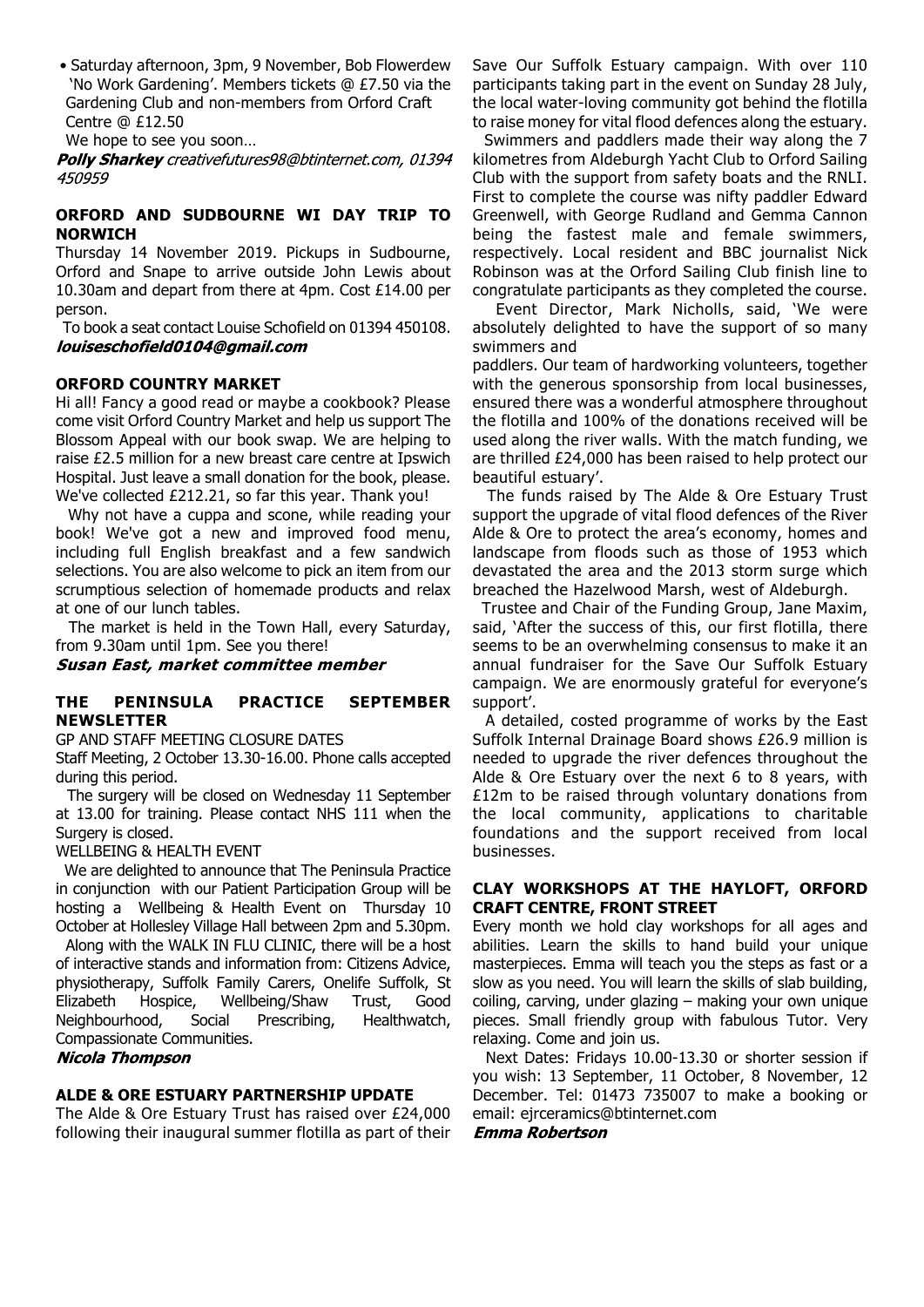- Saturday afternoon, 3pm, 9 November, Bob Flowerdew 'No Work Gardening'. Members tickets @ £7.50 via the Gardening Club and non-members from Orford Craft Centre @ £12.50

We hope to see you soon…

***Polly Sharkey*** *creativefutures98@btinternet.com, 01394 450959*

### ORFORD AND SUDBOURNE WI DAY TRIP TO NORWICH

Thursday 14 November 2019. Pickups in Sudbourne, Orford and Snape to arrive outside John Lewis about 10.30am and depart from there at 4pm. Cost £14.00 per person.

To book a seat contact Louise Schofield on 01394 450108. ***louiseschofield0104@gmail.com***

### ORFORD COUNTRY MARKET

Hi all! Fancy a good read or maybe a cookbook? Please come visit Orford Country Market and help us support The Blossom Appeal with our book swap. We are helping to raise £2.5 million for a new breast care centre at Ipswich Hospital. Just leave a small donation for the book, please. We've collected £212.21, so far this year. Thank you!

Why not have a cuppa and scone, while reading your book! We've got a new and improved food menu, including full English breakfast and a few sandwich selections. You are also welcome to pick an item from our scrumptious selection of homemade products and relax at one of our lunch tables.

The market is held in the Town Hall, every Saturday, from 9.30am until 1pm. See you there!

***Susan East, market committee member***

### THE PENINSULA PRACTICE SEPTEMBER NEWSLETTER

GP AND STAFF MEETING CLOSURE DATES

Staff Meeting, 2 October 13.30-16.00. Phone calls accepted during this period.

The surgery will be closed on Wednesday 11 September at 13.00 for training. Please contact NHS 111 when the Surgery is closed.

WELLBEING & HEALTH EVENT

We are delighted to announce that The Peninsula Practice in conjunction with our Patient Participation Group will be hosting a Wellbeing & Health Event on Thursday 10 October at Hollesley Village Hall between 2pm and 5.30pm.

Along with the WALK IN FLU CLINIC, there will be a host of interactive stands and information from: Citizens Advice, physiotherapy, Suffolk Family Carers, Onelife Suffolk, St Elizabeth Hospice, Wellbeing/Shaw Trust, Good Neighbourhood, Social Prescribing, Healthwatch, Compassionate Communities.

***Nicola Thompson***

### ALDE & ORE ESTUARY PARTNERSHIP UPDATE

The Alde & Ore Estuary Trust has raised over £24,000 following their inaugural summer flotilla as part of their Save Our Suffolk Estuary campaign. With over 110 participants taking part in the event on Sunday 28 July, the local water-loving community got behind the flotilla to raise money for vital flood defences along the estuary.

Swimmers and paddlers made their way along the 7 kilometres from Aldeburgh Yacht Club to Orford Sailing Club with the support from safety boats and the RNLI. First to complete the course was nifty paddler Edward Greenwell, with George Rudland and Gemma Cannon being the fastest male and female swimmers, respectively. Local resident and BBC journalist Nick Robinson was at the Orford Sailing Club finish line to congratulate participants as they completed the course.

Event Director, Mark Nicholls, said, 'We were absolutely delighted to have the support of so many swimmers and paddlers. Our team of hardworking volunteers, together with the generous sponsorship from local businesses, ensured there was a wonderful atmosphere throughout the flotilla and 100% of the donations received will be used along the river walls. With the match funding, we are thrilled £24,000 has been raised to help protect our beautiful estuary'.

The funds raised by The Alde & Ore Estuary Trust support the upgrade of vital flood defences of the River Alde & Ore to protect the area's economy, homes and landscape from floods such as those of 1953 which devastated the area and the 2013 storm surge which breached the Hazelwood Marsh, west of Aldeburgh.

Trustee and Chair of the Funding Group, Jane Maxim, said, 'After the success of this, our first flotilla, there seems to be an overwhelming consensus to make it an annual fundraiser for the Save Our Suffolk Estuary campaign. We are enormously grateful for everyone's support'.

A detailed, costed programme of works by the East Suffolk Internal Drainage Board shows £26.9 million is needed to upgrade the river defences throughout the Alde & Ore Estuary over the next 6 to 8 years, with £12m to be raised through voluntary donations from the local community, applications to charitable foundations and the support received from local businesses.

### CLAY WORKSHOPS AT THE HAYLOFT, ORFORD CRAFT CENTRE, FRONT STREET

Every month we hold clay workshops for all ages and abilities. Learn the skills to hand build your unique masterpieces. Emma will teach you the steps as fast or a slow as you need. You will learn the skills of slab building, coiling, carving, under glazing – making your own unique pieces. Small friendly group with fabulous Tutor. Very relaxing. Come and join us.

Next Dates: Fridays 10.00-13.30 or shorter session if you wish: 13 September, 11 October, 8 November, 12 December. Tel: 01473 735007 to make a booking or email: ejrceramics@btinternet.com

***Emma Robertson***